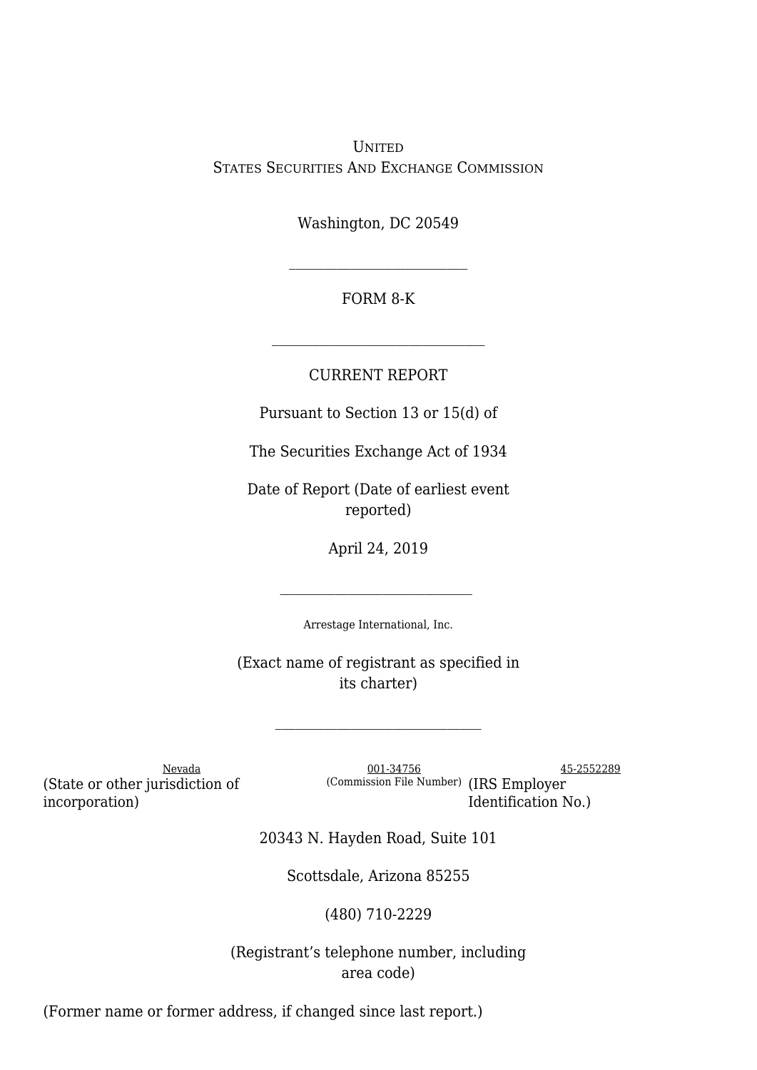UNITED
STATES SECURITIES AND EXCHANGE COMMISSION

Washington, DC 20549

---

FORM 8-K

---

CURRENT REPORT

Pursuant to Section 13 or 15(d) of

The Securities Exchange Act of 1934

Date of Report (Date of earliest event reported)

April 24, 2019

---

Arrestage International, Inc.

(Exact name of registrant as specified in its charter)

---

| Nevada | 001-34756 | 45-2552289 |
|---|---|---|
| (State or other jurisdiction of incorporation) | (Commission File Number) | (IRS Employer Identification No.) |

20343 N. Hayden Road, Suite 101

Scottsdale, Arizona 85255

(480) 710-2229

(Registrant's telephone number, including area code)

(Former name or former address, if changed since last report.)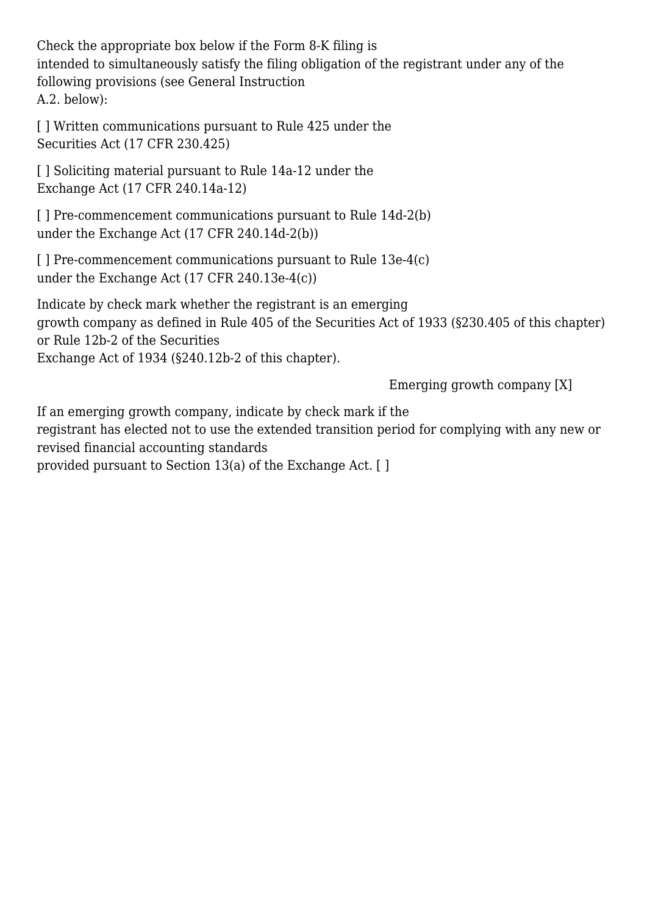Check the appropriate box below if the Form 8-K filing is intended to simultaneously satisfy the filing obligation of the registrant under any of the following provisions (see General Instruction A.2. below):

[ ] Written communications pursuant to Rule 425 under the Securities Act (17 CFR 230.425)

[ ] Soliciting material pursuant to Rule 14a-12 under the Exchange Act (17 CFR 240.14a-12)

[ ] Pre-commencement communications pursuant to Rule 14d-2(b) under the Exchange Act (17 CFR 240.14d-2(b))

[ ] Pre-commencement communications pursuant to Rule 13e-4(c) under the Exchange Act (17 CFR 240.13e-4(c))

Indicate by check mark whether the registrant is an emerging growth company as defined in Rule 405 of the Securities Act of 1933 (§230.405 of this chapter) or Rule 12b-2 of the Securities Exchange Act of 1934 (§240.12b-2 of this chapter).

Emerging growth company [X]

If an emerging growth company, indicate by check mark if the registrant has elected not to use the extended transition period for complying with any new or revised financial accounting standards provided pursuant to Section 13(a) of the Exchange Act. [ ]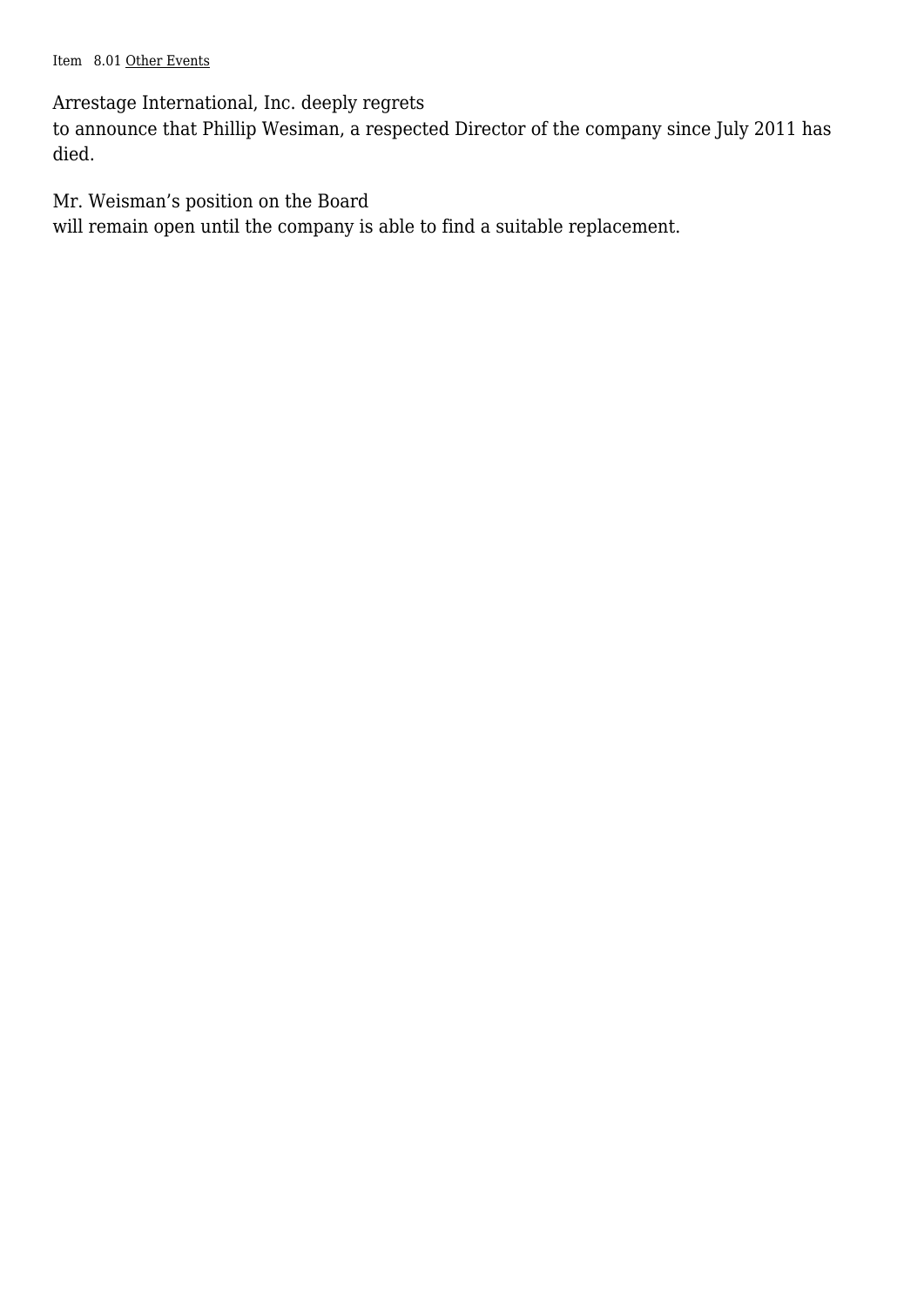Item 8.01 Other Events

Arrestage International, Inc. deeply regrets to announce that Phillip Wesiman, a respected Director of the company since July 2011 has died.

Mr. Weisman's position on the Board will remain open until the company is able to find a suitable replacement.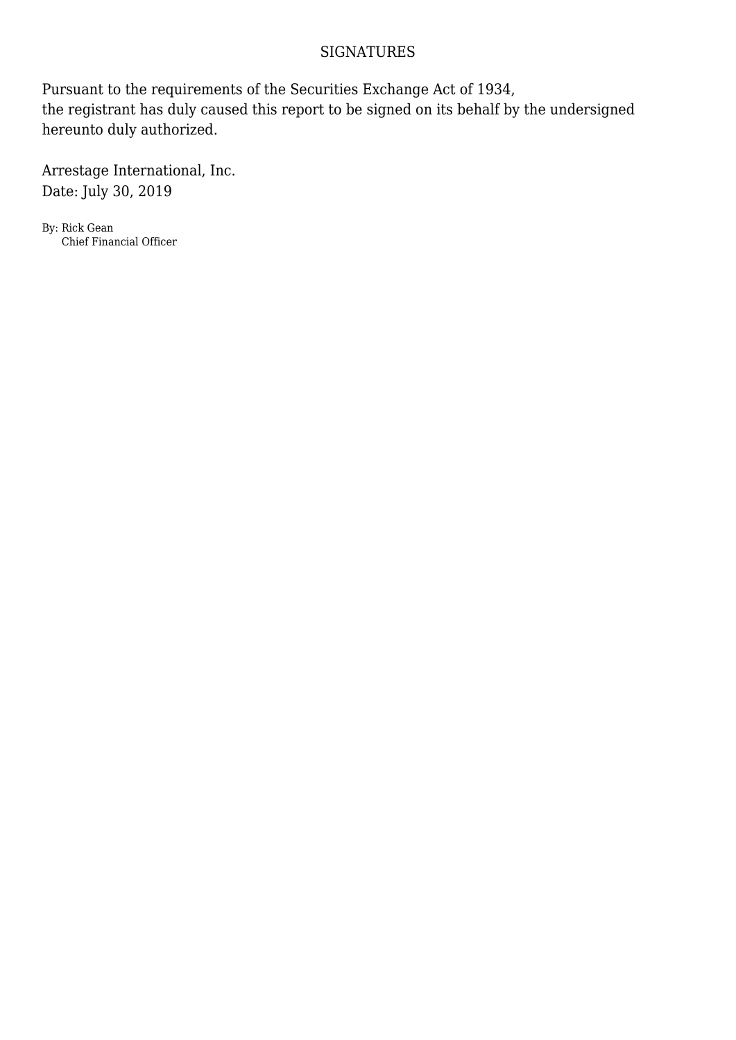SIGNATURES

Pursuant to the requirements of the Securities Exchange Act of 1934,
the registrant has duly caused this report to be signed on its behalf by the undersigned hereunto duly authorized.

Arrestage International, Inc.
Date: July 30, 2019

By: Rick Gean
Chief Financial Officer